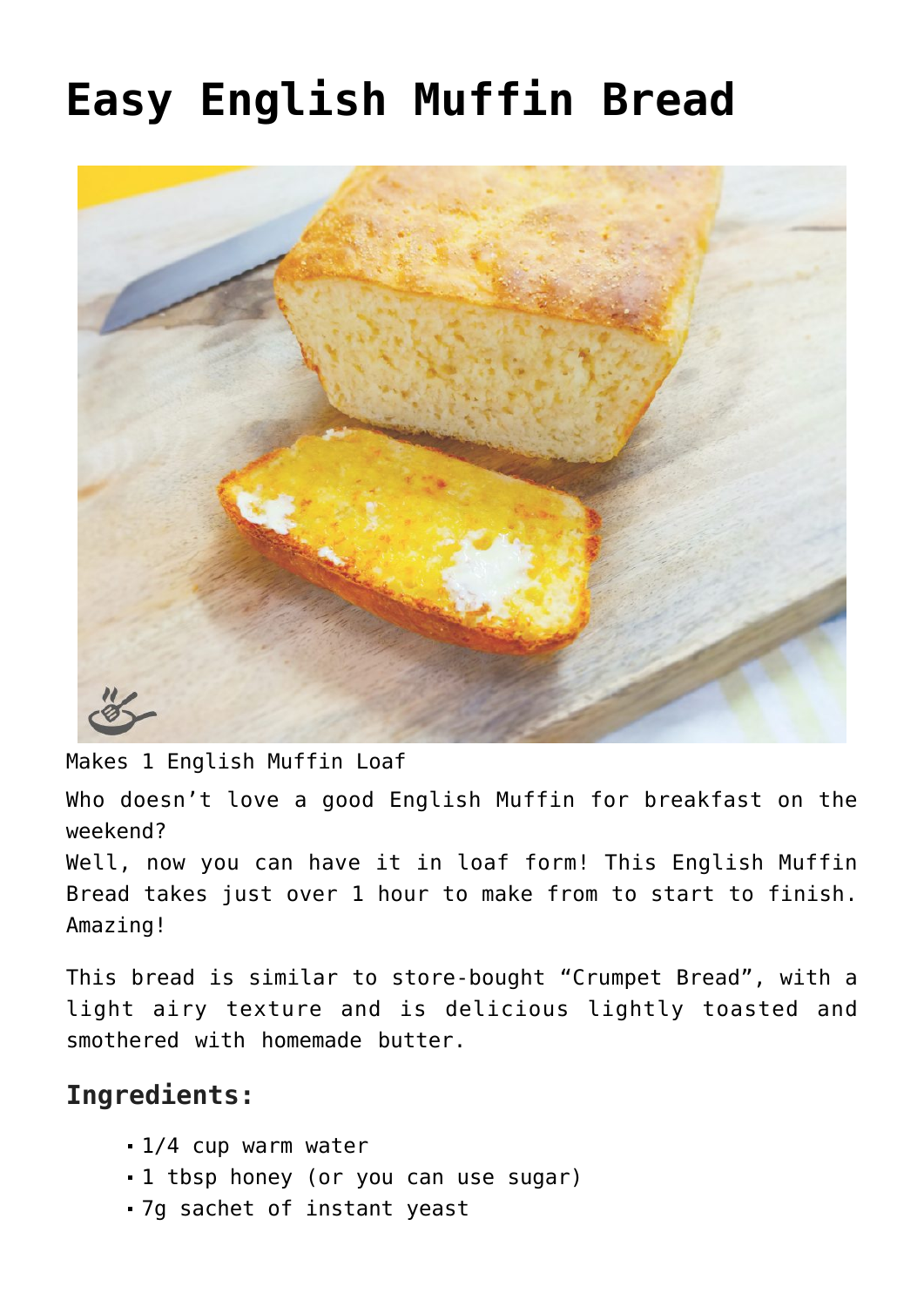# Easy English Muffin Bread

Makes 1 English Muffin Loaf

Who doesn't love a good English Muffin for breakfast on the weekend?
Well, now you can have it in loaf form! This English Muffin Bread takes just over 1 hour to make from to start to finish. Amazing!

This bread is similar to store-bought "Crumpet Bread", with a light airy texture and is delicious lightly toasted and smothered with homemade butter.

## Ingredients:

- 1/4 cup warm water
- 1 tbsp honey (or you can use sugar)
- 7g sachet of instant yeast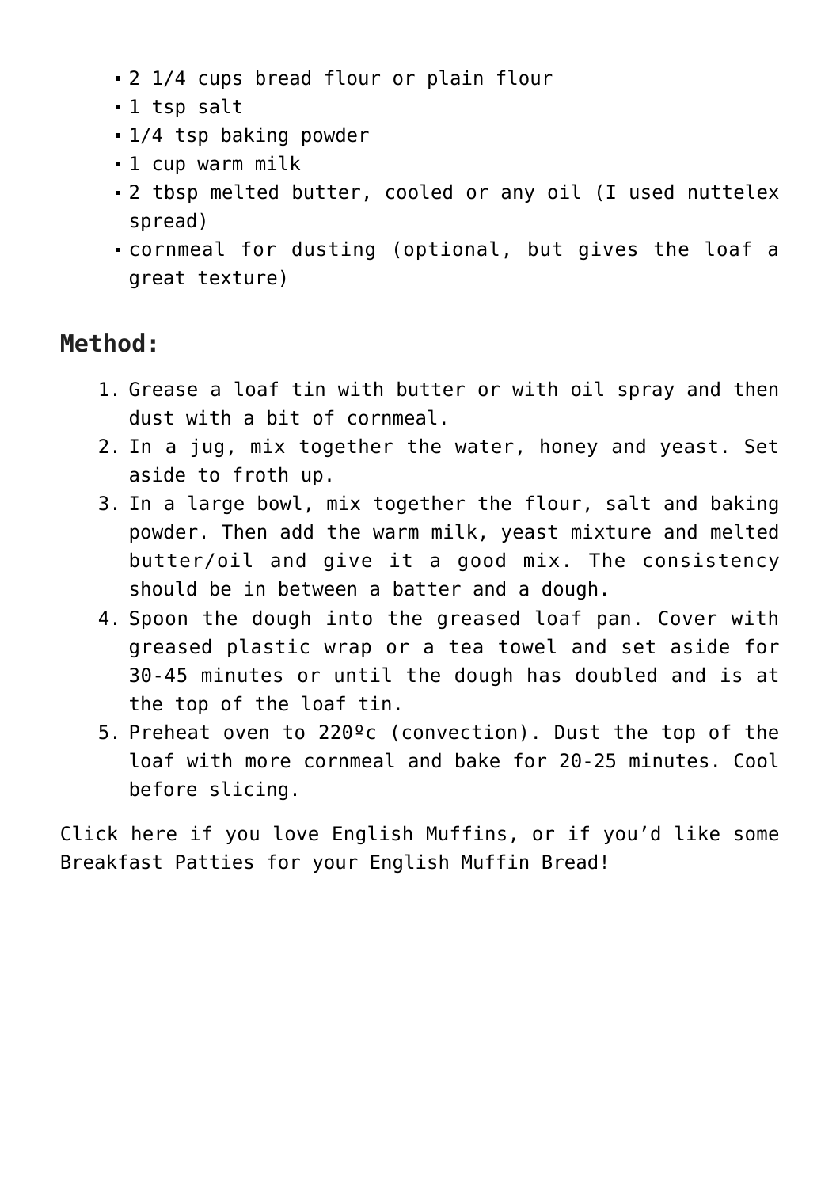- 2 1/4 cups bread flour or plain flour
- 1 tsp salt
- 1/4 tsp baking powder
- 1 cup warm milk
- 2 tbsp melted butter, cooled or any oil (I used nuttelex spread)
- cornmeal for dusting (optional, but gives the loaf a great texture)

## Method:

1. Grease a loaf tin with butter or with oil spray and then dust with a bit of cornmeal.
2. In a jug, mix together the water, honey and yeast. Set aside to froth up.
3. In a large bowl, mix together the flour, salt and baking powder. Then add the warm milk, yeast mixture and melted butter/oil and give it a good mix. The consistency should be in between a batter and a dough.
4. Spoon the dough into the greased loaf pan. Cover with greased plastic wrap or a tea towel and set aside for 30-45 minutes or until the dough has doubled and is at the top of the loaf tin.
5. Preheat oven to 220ºc (convection). Dust the top of the loaf with more cornmeal and bake for 20-25 minutes. Cool before slicing.

Click here if you love English Muffins, or if you'd like some Breakfast Patties for your English Muffin Bread!